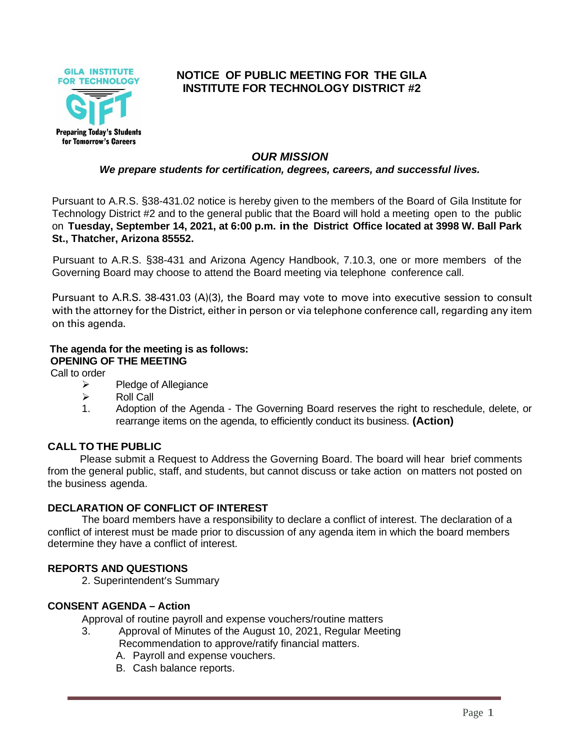GILA INSTITUTE FOR TECHNOLOGY

GIFT

Preparing Today's Students for Tomorrow's Careers

# NOTICE OF PUBLIC MEETING FOR THE GILA INSTITUTE FOR TECHNOLOGY DISTRICT #2

***OUR MISSION***

***We prepare students for certification, degrees, careers, and successful lives.***

Pursuant to A.R.S. §38-431.02 notice is hereby given to the members of the Board of Gila Institute for Technology District #2 and to the general public that the Board will hold a meeting open to the public on **Tuesday, September 14, 2021, at 6:00 p.m. in the District Office located at 3998 W. Ball Park St., Thatcher, Arizona 85552.**

Pursuant to A.R.S. §38-431 and Arizona Agency Handbook, 7.10.3, one or more members of the Governing Board may choose to attend the Board meeting via telephone conference call.

Pursuant to A.R.S. 38-431.03 (A)(3), the Board may vote to move into executive session to consult with the attorney for the District, either in person or via telephone conference call, regarding any item on this agenda.

**The agenda for the meeting is as follows:**

**OPENING OF THE MEETING**

Call to order

- Pledge of Allegiance
- Roll Call

1. Adoption of the Agenda - The Governing Board reserves the right to reschedule, delete, or rearrange items on the agenda, to efficiently conduct its business. **(Action)**

**CALL TO THE PUBLIC**

Please submit a Request to Address the Governing Board. The board will hear brief comments from the general public, staff, and students, but cannot discuss or take action on matters not posted on the business agenda.

**DECLARATION OF CONFLICT OF INTEREST**

The board members have a responsibility to declare a conflict of interest. The declaration of a conflict of interest must be made prior to discussion of any agenda item in which the board members determine they have a conflict of interest.

**REPORTS AND QUESTIONS**

2. Superintendent's Summary

**CONSENT AGENDA – Action**

Approval of routine payroll and expense vouchers/routine matters

3. Approval of Minutes of the August 10, 2021, Regular Meeting
   Recommendation to approve/ratify financial matters.
   A. Payroll and expense vouchers.
   B. Cash balance reports.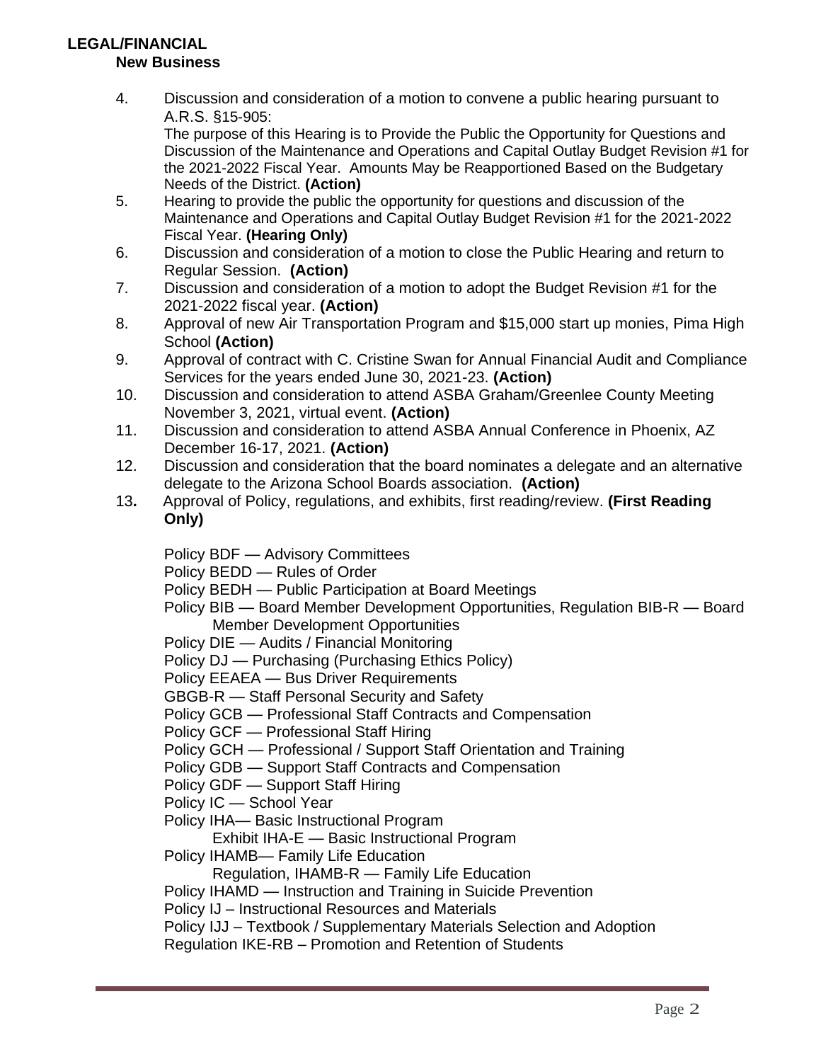## LEGAL/FINANCIAL

### New Business

4. Discussion and consideration of a motion to convene a public hearing pursuant to A.R.S. §15-905:
   The purpose of this Hearing is to Provide the Public the Opportunity for Questions and Discussion of the Maintenance and Operations and Capital Outlay Budget Revision #1 for the 2021-2022 Fiscal Year. Amounts May be Reapportioned Based on the Budgetary Needs of the District. **(Action)**
5. Hearing to provide the public the opportunity for questions and discussion of the Maintenance and Operations and Capital Outlay Budget Revision #1 for the 2021-2022 Fiscal Year. **(Hearing Only)**
6. Discussion and consideration of a motion to close the Public Hearing and return to Regular Session. **(Action)**
7. Discussion and consideration of a motion to adopt the Budget Revision #1 for the 2021-2022 fiscal year. **(Action)**
8. Approval of new Air Transportation Program and $15,000 start up monies, Pima High School **(Action)**
9. Approval of contract with C. Cristine Swan for Annual Financial Audit and Compliance Services for the years ended June 30, 2021-23. **(Action)**
10. Discussion and consideration to attend ASBA Graham/Greenlee County Meeting November 3, 2021, virtual event. **(Action)**
11. Discussion and consideration to attend ASBA Annual Conference in Phoenix, AZ December 16-17, 2021. **(Action)**
12. Discussion and consideration that the board nominates a delegate and an alternative delegate to the Arizona School Boards association. **(Action)**
13. Approval of Policy, regulations, and exhibits, first reading/review. **(First Reading Only)**

    Policy BDF — Advisory Committees
    Policy BEDD — Rules of Order
    Policy BEDH — Public Participation at Board Meetings
    Policy BIB — Board Member Development Opportunities, Regulation BIB-R — Board Member Development Opportunities
    Policy DIE — Audits / Financial Monitoring
    Policy DJ — Purchasing (Purchasing Ethics Policy)
    Policy EEAEA — Bus Driver Requirements
    GBGB-R — Staff Personal Security and Safety
    Policy GCB — Professional Staff Contracts and Compensation
    Policy GCF — Professional Staff Hiring
    Policy GCH — Professional / Support Staff Orientation and Training
    Policy GDB — Support Staff Contracts and Compensation
    Policy GDF — Support Staff Hiring
    Policy IC — School Year
    Policy IHA— Basic Instructional Program
        Exhibit IHA-E — Basic Instructional Program
    Policy IHAMB— Family Life Education
        Regulation, IHAMB-R — Family Life Education
    Policy IHAMD — Instruction and Training in Suicide Prevention
    Policy IJ – Instructional Resources and Materials
    Policy IJJ – Textbook / Supplementary Materials Selection and Adoption
    Regulation IKE-RB – Promotion and Retention of Students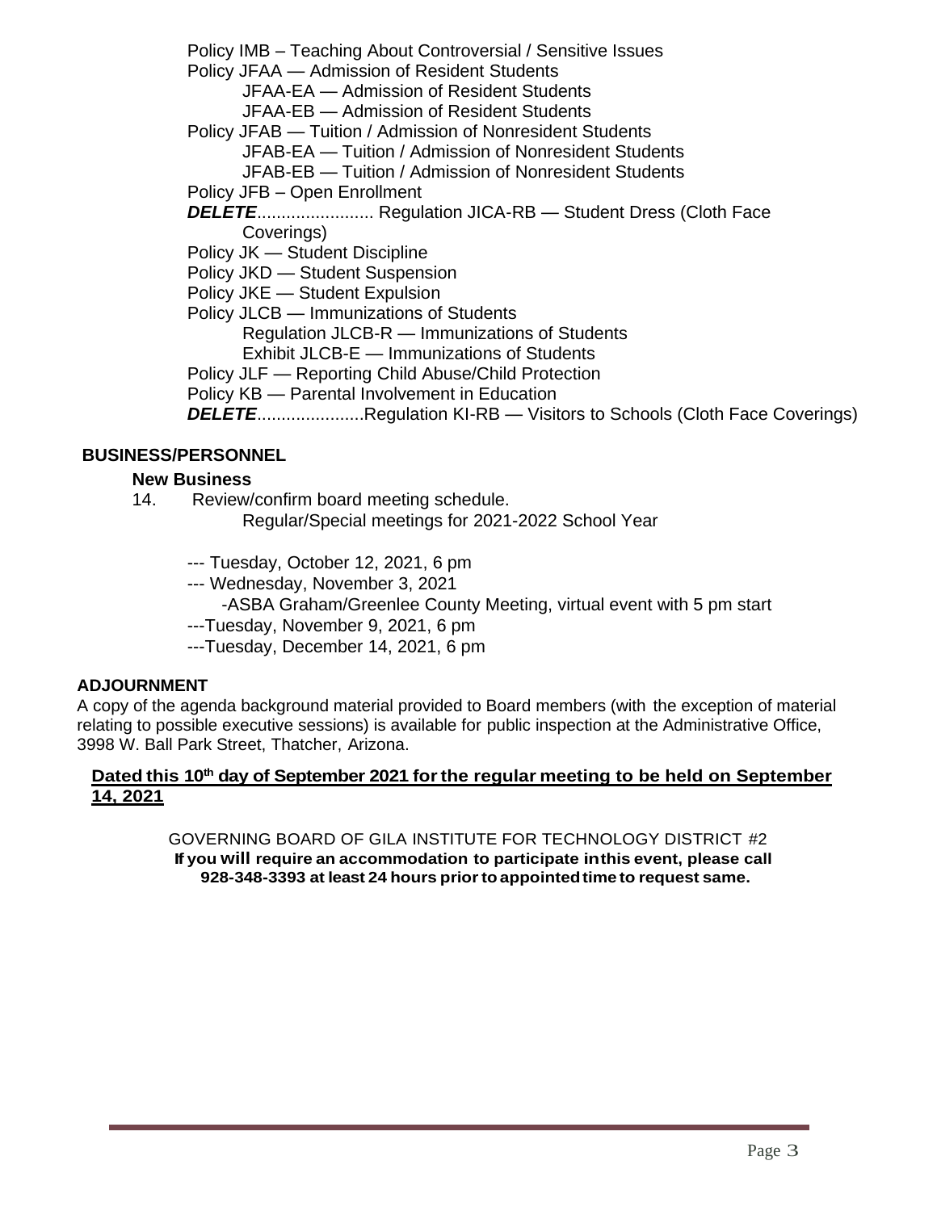Policy IMB – Teaching About Controversial / Sensitive Issues
Policy JFAA — Admission of Resident Students
JFAA-EA — Admission of Resident Students
JFAA-EB — Admission of Resident Students
Policy JFAB — Tuition / Admission of Nonresident Students
JFAB-EA — Tuition / Admission of Nonresident Students
JFAB-EB — Tuition / Admission of Nonresident Students
Policy JFB – Open Enrollment
***DELETE***........................ Regulation JICA-RB — Student Dress (Cloth Face Coverings)
Policy JK — Student Discipline
Policy JKD — Student Suspension
Policy JKE — Student Expulsion
Policy JLCB — Immunizations of Students
Regulation JLCB-R — Immunizations of Students
Exhibit JLCB-E — Immunizations of Students
Policy JLF — Reporting Child Abuse/Child Protection
Policy KB — Parental Involvement in Education
***DELETE***......................Regulation KI-RB — Visitors to Schools (Cloth Face Coverings)

**BUSINESS/PERSONNEL**

**New Business**

14. Review/confirm board meeting schedule.
Regular/Special meetings for 2021-2022 School Year

--- Tuesday, October 12, 2021, 6 pm
--- Wednesday, November 3, 2021
-ASBA Graham/Greenlee County Meeting, virtual event with 5 pm start
---Tuesday, November 9, 2021, 6 pm
---Tuesday, December 14, 2021, 6 pm

**ADJOURNMENT**

A copy of the agenda background material provided to Board members (with the exception of material relating to possible executive sessions) is available for public inspection at the Administrative Office, 3998 W. Ball Park Street, Thatcher, Arizona.

**Dated this 10th day of September 2021 for the regular meeting to be held on September 14, 2021**

GOVERNING BOARD OF GILA INSTITUTE FOR TECHNOLOGY DISTRICT #2
**If you will require an accommodation to participate in this event, please call 928-348-3393 at least 24 hours prior to appointed time to request same.**